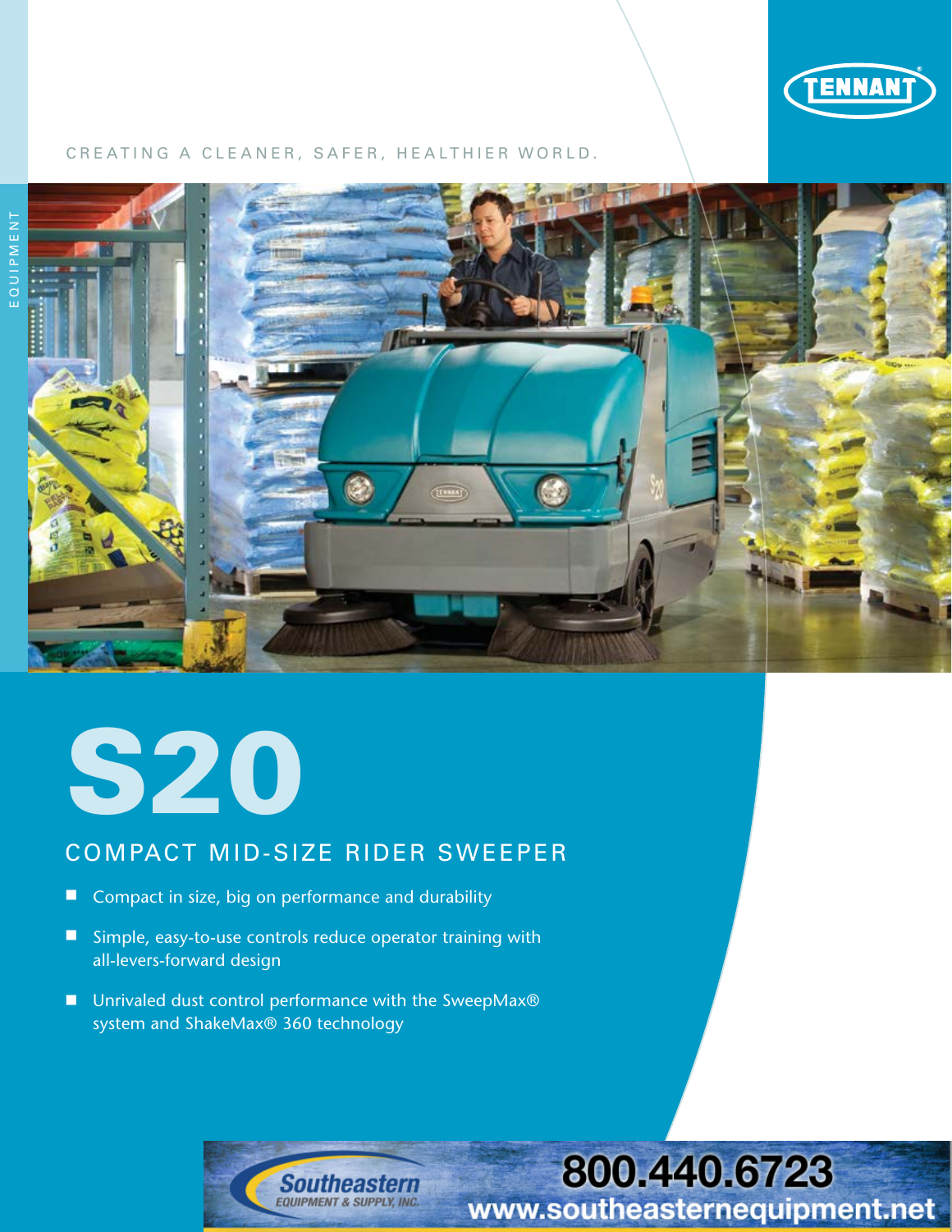TENNANT

CREATING A CLEANER, SAFER, HEALTHIER WORLD.

EQUIPMENT

# S20

## COMPACT MID-SIZE RIDER SWEEPER

- Compact in size, big on performance and durability
- Simple, easy-to-use controls reduce operator training with all-levers-forward design
- Unrivaled dust control performance with the SweepMax® system and ShakeMax® 360 technology

Southeastern EQUIPMENT & SUPPLY, INC.

800.440.6723
www.southeasternequipment.net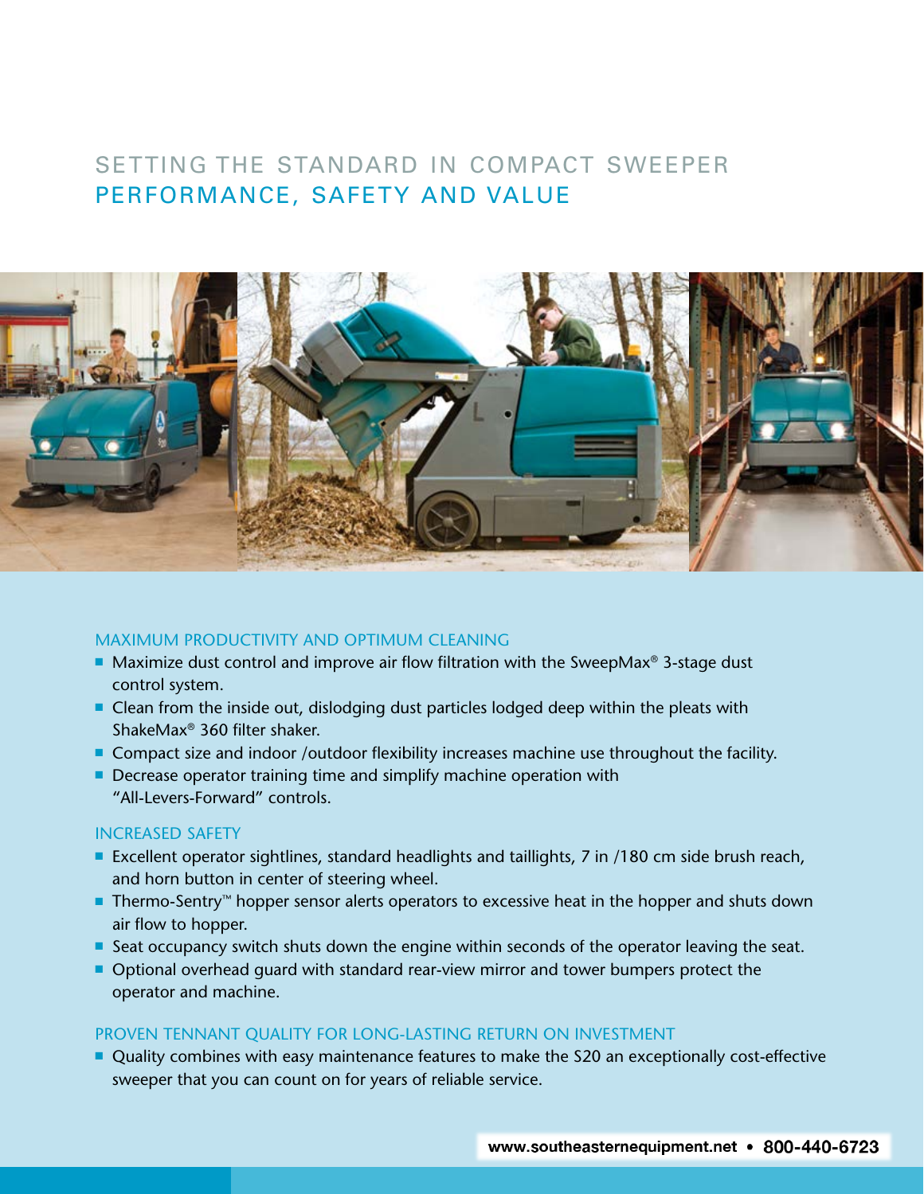# SETTING THE STANDARD IN COMPACT SWEEPER PERFORMANCE, SAFETY AND VALUE

## MAXIMUM PRODUCTIVITY AND OPTIMUM CLEANING

- Maximize dust control and improve air flow filtration with the SweepMax® 3-stage dust control system.
- Clean from the inside out, dislodging dust particles lodged deep within the pleats with ShakeMax® 360 filter shaker.
- Compact size and indoor /outdoor flexibility increases machine use throughout the facility.
- Decrease operator training time and simplify machine operation with "All-Levers-Forward" controls.

## INCREASED SAFETY

- Excellent operator sightlines, standard headlights and taillights, 7 in /180 cm side brush reach, and horn button in center of steering wheel.
- Thermo-Sentry™ hopper sensor alerts operators to excessive heat in the hopper and shuts down air flow to hopper.
- Seat occupancy switch shuts down the engine within seconds of the operator leaving the seat.
- Optional overhead guard with standard rear-view mirror and tower bumpers protect the operator and machine.

## PROVEN TENNANT QUALITY FOR LONG-LASTING RETURN ON INVESTMENT

- Quality combines with easy maintenance features to make the S20 an exceptionally cost-effective sweeper that you can count on for years of reliable service.

www.southeasternequipment.net • 800-440-6723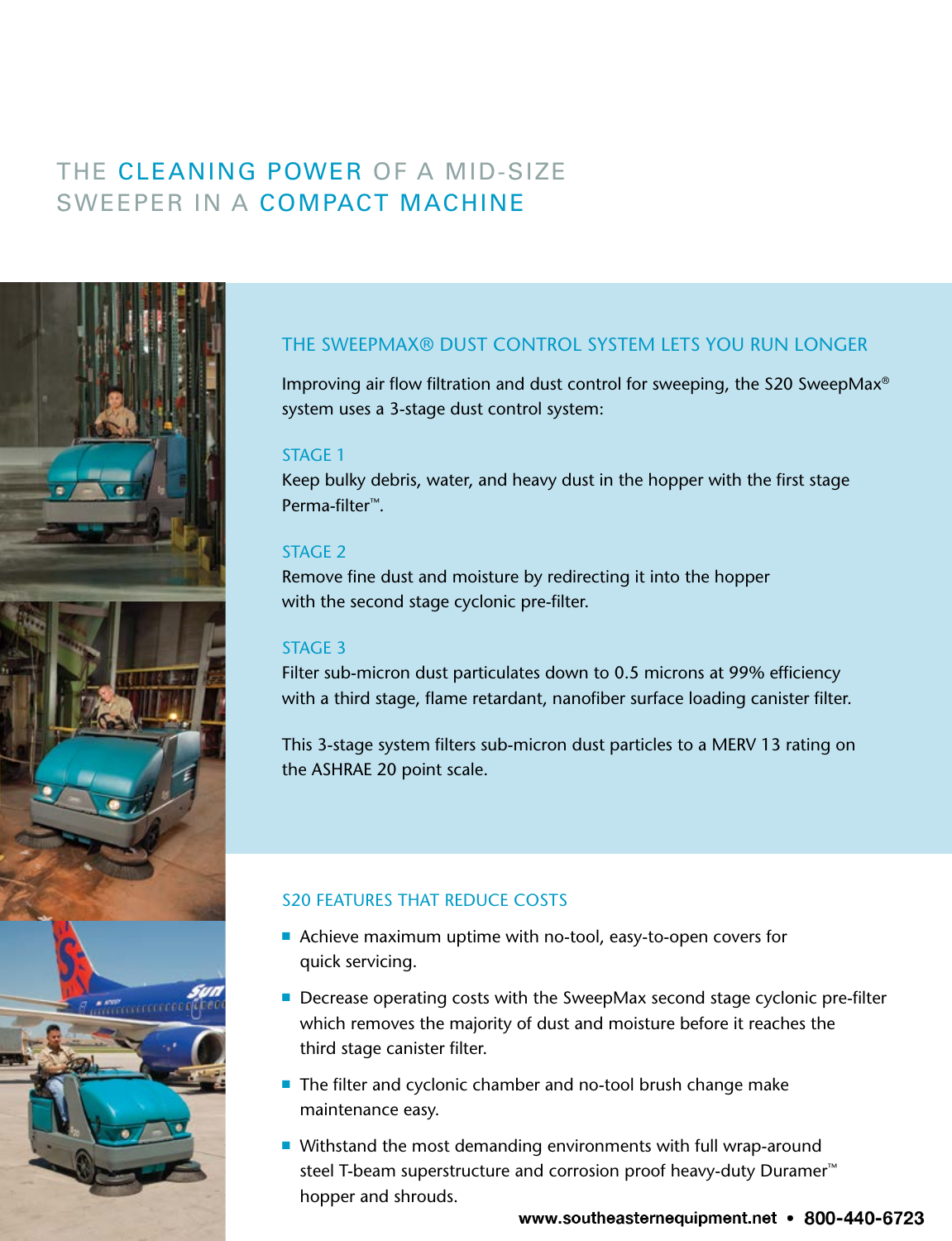# THE CLEANING POWER OF A MID-SIZE SWEEPER IN A COMPACT MACHINE

## THE SWEEPMAX® DUST CONTROL SYSTEM LETS YOU RUN LONGER

Improving air flow filtration and dust control for sweeping, the S20 SweepMax® system uses a 3-stage dust control system:

### STAGE 1

Keep bulky debris, water, and heavy dust in the hopper with the first stage Perma-filter™.

### STAGE 2

Remove fine dust and moisture by redirecting it into the hopper with the second stage cyclonic pre-filter.

### STAGE 3

Filter sub-micron dust particulates down to 0.5 microns at 99% efficiency with a third stage, flame retardant, nanofiber surface loading canister filter.

This 3-stage system filters sub-micron dust particles to a MERV 13 rating on the ASHRAE 20 point scale.

## S20 FEATURES THAT REDUCE COSTS

- Achieve maximum uptime with no-tool, easy-to-open covers for quick servicing.
- Decrease operating costs with the SweepMax second stage cyclonic pre-filter which removes the majority of dust and moisture before it reaches the third stage canister filter.
- The filter and cyclonic chamber and no-tool brush change make maintenance easy.
- Withstand the most demanding environments with full wrap-around steel T-beam superstructure and corrosion proof heavy-duty Duramer™ hopper and shrouds.

www.southeasternequipment.net • 800-440-6723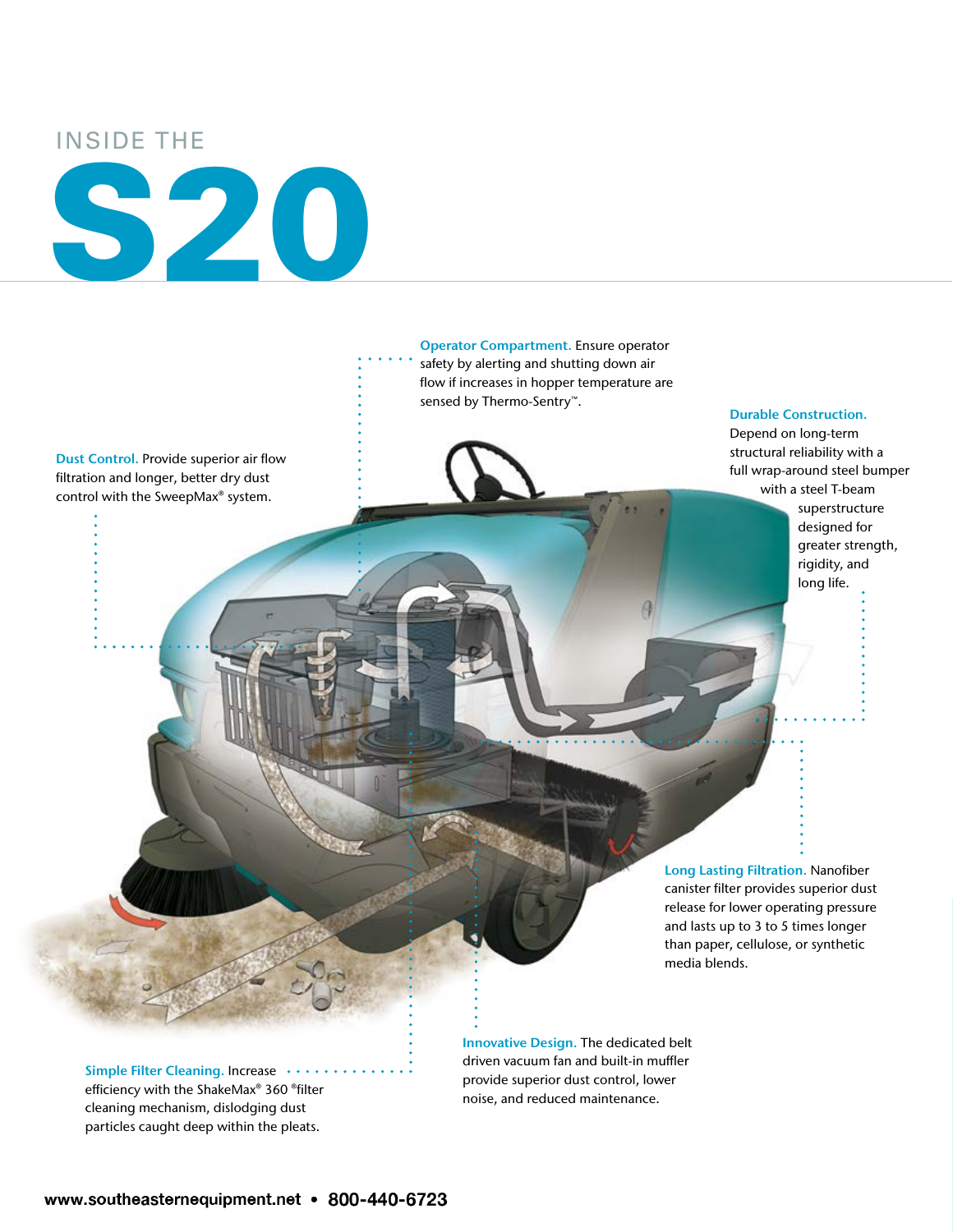# INSIDE THE S20

**Operator Compartment.** Ensure operator safety by alerting and shutting down air flow if increases in hopper temperature are sensed by Thermo-Sentry™.

**Dust Control.** Provide superior air flow filtration and longer, better dry dust control with the SweepMax® system.

**Durable Construction.** Depend on long-term structural reliability with a full wrap-around steel bumper with a steel T-beam superstructure designed for greater strength, rigidity, and long life.

**Long Lasting Filtration.** Nanofiber canister filter provides superior dust release for lower operating pressure and lasts up to 3 to 5 times longer than paper, cellulose, or synthetic media blends.

**Simple Filter Cleaning.** Increase efficiency with the ShakeMax® 360 ®filter cleaning mechanism, dislodging dust particles caught deep within the pleats.

**Innovative Design.** The dedicated belt driven vacuum fan and built-in muffler provide superior dust control, lower noise, and reduced maintenance.

www.southeasternequipment.net • 800-440-6723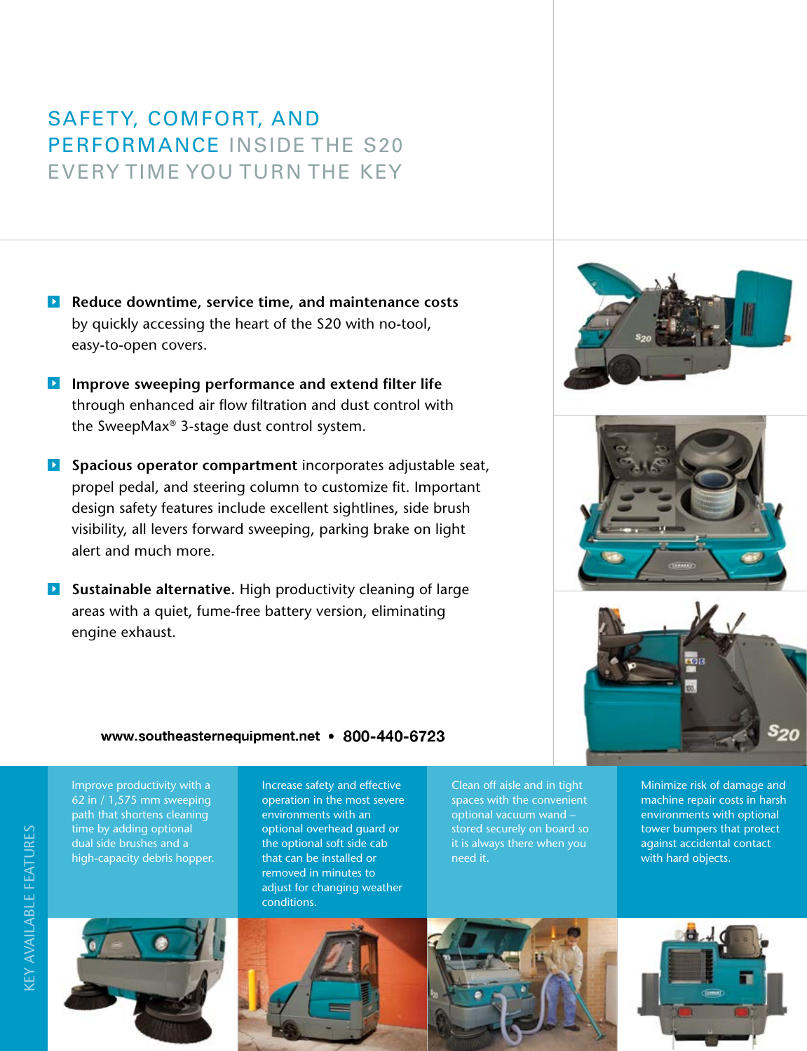# SAFETY, COMFORT, AND PERFORMANCE INSIDE THE S20 EVERY TIME YOU TURN THE KEY

- **Reduce downtime, service time, and maintenance costs** by quickly accessing the heart of the S20 with no-tool, easy-to-open covers.
- **Improve sweeping performance and extend filter life** through enhanced air flow filtration and dust control with the SweepMax® 3-stage dust control system.
- **Spacious operator compartment** incorporates adjustable seat, propel pedal, and steering column to customize fit. Important design safety features include excellent sightlines, side brush visibility, all levers forward sweeping, parking brake on light alert and much more.
- **Sustainable alternative.** High productivity cleaning of large areas with a quiet, fume-free battery version, eliminating engine exhaust.

**www.southeasternequipment.net • 800-440-6723**

## KEY AVAILABLE FEATURES

Improve productivity with a 62 in / 1,575 mm sweeping path that shortens cleaning time by adding optional dual side brushes and a high-capacity debris hopper.

Increase safety and effective operation in the most severe environments with an optional overhead guard or the optional soft side cab that can be installed or removed in minutes to adjust for changing weather conditions.

Clean off aisle and in tight spaces with the convenient optional vacuum wand – stored securely on board so it is always there when you need it.

Minimize risk of damage and machine repair costs in harsh environments with optional tower bumpers that protect against accidental contact with hard objects.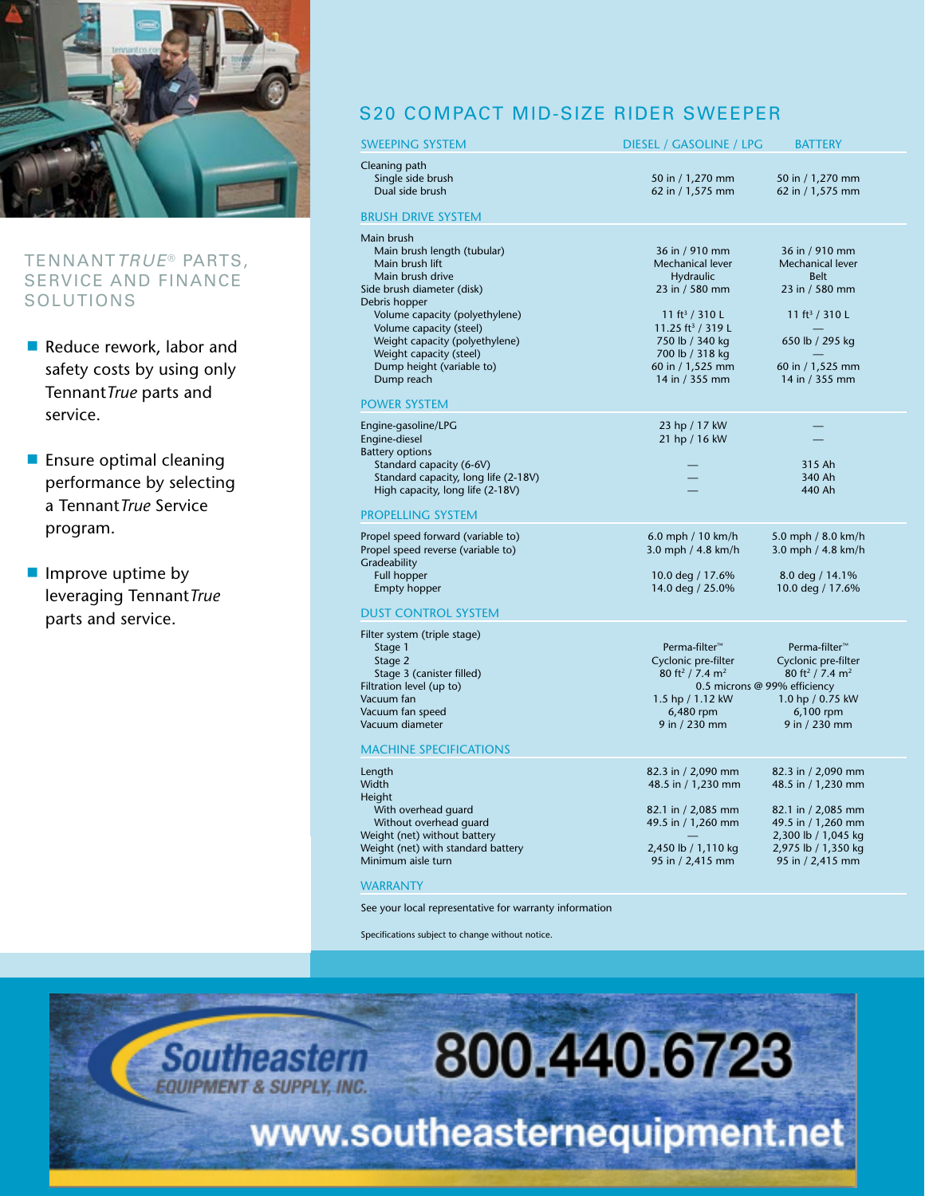## TENNANT*TRUE*® PARTS, SERVICE AND FINANCE SOLUTIONS

- Reduce rework, labor and safety costs by using only Tennant*True* parts and service.
- Ensure optimal cleaning performance by selecting a Tennant*True* Service program.
- Improve uptime by leveraging Tennant*True* parts and service.

# S20 COMPACT MID-SIZE RIDER SWEEPER

| SWEEPING SYSTEM | DIESEL / GASOLINE / LPG | BATTERY |
|---|---|---|
| Cleaning path | | |
| Single side brush | 50 in / 1,270 mm | 50 in / 1,270 mm |
| Dual side brush | 62 in / 1,575 mm | 62 in / 1,575 mm |
| **BRUSH DRIVE SYSTEM** | | |
| Main brush | | |
| Main brush length (tubular) | 36 in / 910 mm | 36 in / 910 mm |
| Main brush lift | Mechanical lever | Mechanical lever |
| Main brush drive | Hydraulic | Belt |
| Side brush diameter (disk) | 23 in / 580 mm | 23 in / 580 mm |
| Debris hopper | | |
| Volume capacity (polyethylene) | 11 ft³ / 310 L | 11 ft³ / 310 L |
| Volume capacity (steel) | 11.25 ft³ / 319 L | — |
| Weight capacity (polyethylene) | 750 lb / 340 kg | 650 lb / 295 kg |
| Weight capacity (steel) | 700 lb / 318 kg | — |
| Dump height (variable to) | 60 in / 1,525 mm | 60 in / 1,525 mm |
| Dump reach | 14 in / 355 mm | 14 in / 355 mm |
| **POWER SYSTEM** | | |
| Engine-gasoline/LPG | 23 hp / 17 kW | — |
| Engine-diesel | 21 hp / 16 kW | — |
| Battery options | | |
| Standard capacity (6-6V) | — | 315 Ah |
| Standard capacity, long life (2-18V) | — | 340 Ah |
| High capacity, long life (2-18V) | — | 440 Ah |
| **PROPELLING SYSTEM** | | |
| Propel speed forward (variable to) | 6.0 mph / 10 km/h | 5.0 mph / 8.0 km/h |
| Propel speed reverse (variable to) | 3.0 mph / 4.8 km/h | 3.0 mph / 4.8 km/h |
| Gradeability | | |
| Full hopper | 10.0 deg / 17.6% | 8.0 deg / 14.1% |
| Empty hopper | 14.0 deg / 25.0% | 10.0 deg / 17.6% |
| **DUST CONTROL SYSTEM** | | |
| Filter system (triple stage) | | |
| Stage 1 | Perma-filter™ | Perma-filter™ |
| Stage 2 | Cyclonic pre-filter | Cyclonic pre-filter |
| Stage 3 (canister filled) | 80 ft² / 7.4 m² | 80 ft² / 7.4 m² |
| Filtration level (up to) | 0.5 microns @ 99% efficiency | |
| Vacuum fan | 1.5 hp / 1.12 kW | 1.0 hp / 0.75 kW |
| Vacuum fan speed | 6,480 rpm | 6,100 rpm |
| Vacuum diameter | 9 in / 230 mm | 9 in / 230 mm |
| **MACHINE SPECIFICATIONS** | | |
| Length | 82.3 in / 2,090 mm | 82.3 in / 2,090 mm |
| Width | 48.5 in / 1,230 mm | 48.5 in / 1,230 mm |
| Height | | |
| With overhead guard | 82.1 in / 2,085 mm | 82.1 in / 2,085 mm |
| Without overhead guard | 49.5 in / 1,260 mm | 49.5 in / 1,260 mm |
| Weight (net) without battery | — | 2,300 lb / 1,045 kg |
| Weight (net) with standard battery | 2,450 lb / 1,110 kg | 2,975 lb / 1,350 kg |
| Minimum aisle turn | 95 in / 2,415 mm | 95 in / 2,415 mm |

### WARRANTY

See your local representative for warranty information

Specifications subject to change without notice.

Southeastern EQUIPMENT & SUPPLY, INC.

800.440.6723

www.southeasternequipment.net